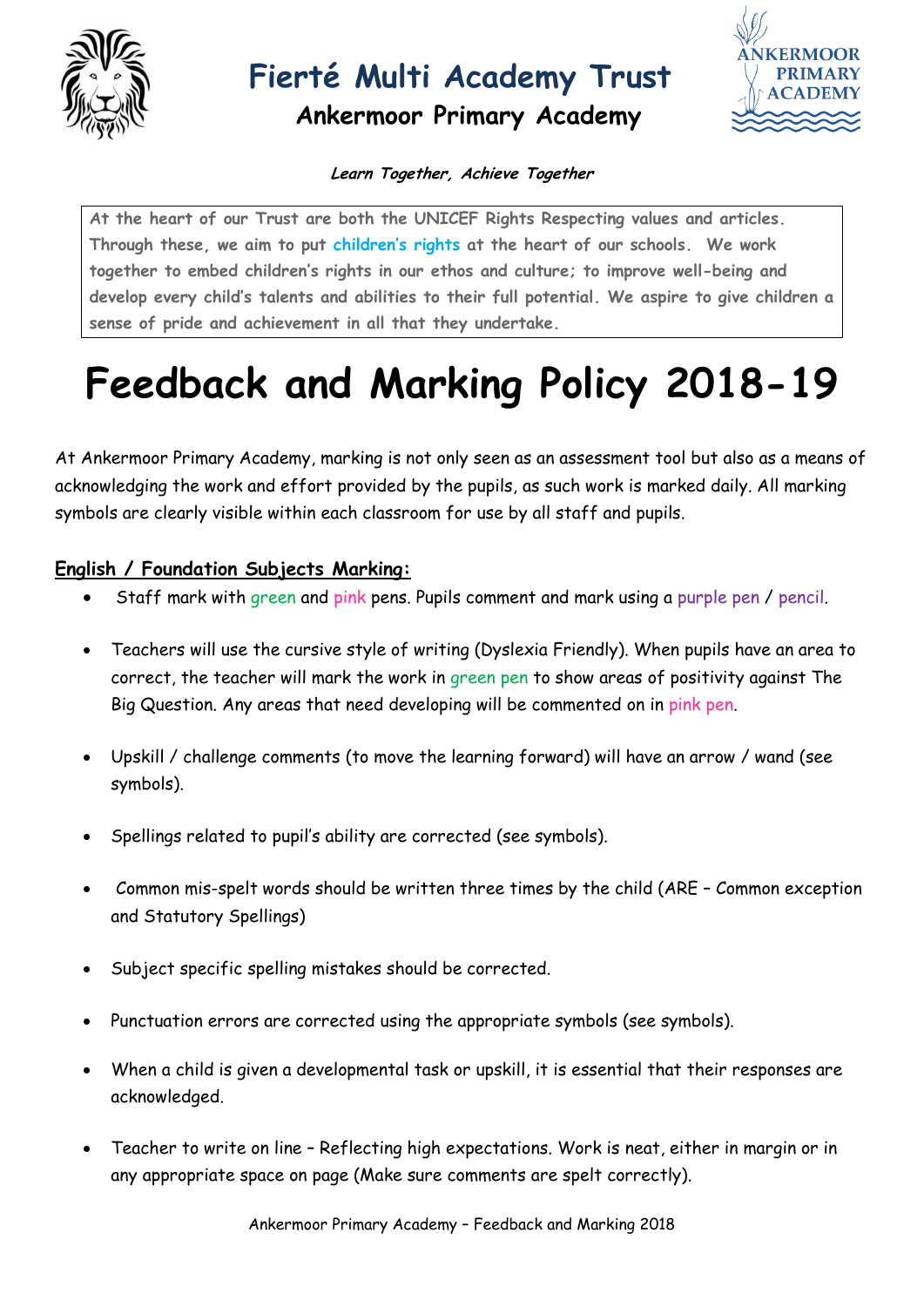# Fierté Multi Academy Trust

## Ankermoor Primary Academy

***Learn Together, Achieve Together***

> At the heart of our Trust are both the UNICEF Rights Respecting values and articles. Through these, we aim to put children's rights at the heart of our schools. We work together to embed children's rights in our ethos and culture; to improve well-being and develop every child's talents and abilities to their full potential. We aspire to give children a sense of pride and achievement in all that they undertake.

# Feedback and Marking Policy 2018-19

At Ankermoor Primary Academy, marking is not only seen as an assessment tool but also as a means of acknowledging the work and effort provided by the pupils, as such work is marked daily. All marking symbols are clearly visible within each classroom for use by all staff and pupils.

**English / Foundation Subjects Marking:**

- Staff mark with green and pink pens. Pupils comment and mark using a purple pen / pencil.
- Teachers will use the cursive style of writing (Dyslexia Friendly). When pupils have an area to correct, the teacher will mark the work in green pen to show areas of positivity against The Big Question. Any areas that need developing will be commented on in pink pen.
- Upskill / challenge comments (to move the learning forward) will have an arrow / wand (see symbols).
- Spellings related to pupil's ability are corrected (see symbols).
- Common mis-spelt words should be written three times by the child (ARE – Common exception and Statutory Spellings)
- Subject specific spelling mistakes should be corrected.
- Punctuation errors are corrected using the appropriate symbols (see symbols).
- When a child is given a developmental task or upskill, it is essential that their responses are acknowledged.
- Teacher to write on line – Reflecting high expectations. Work is neat, either in margin or in any appropriate space on page (Make sure comments are spelt correctly).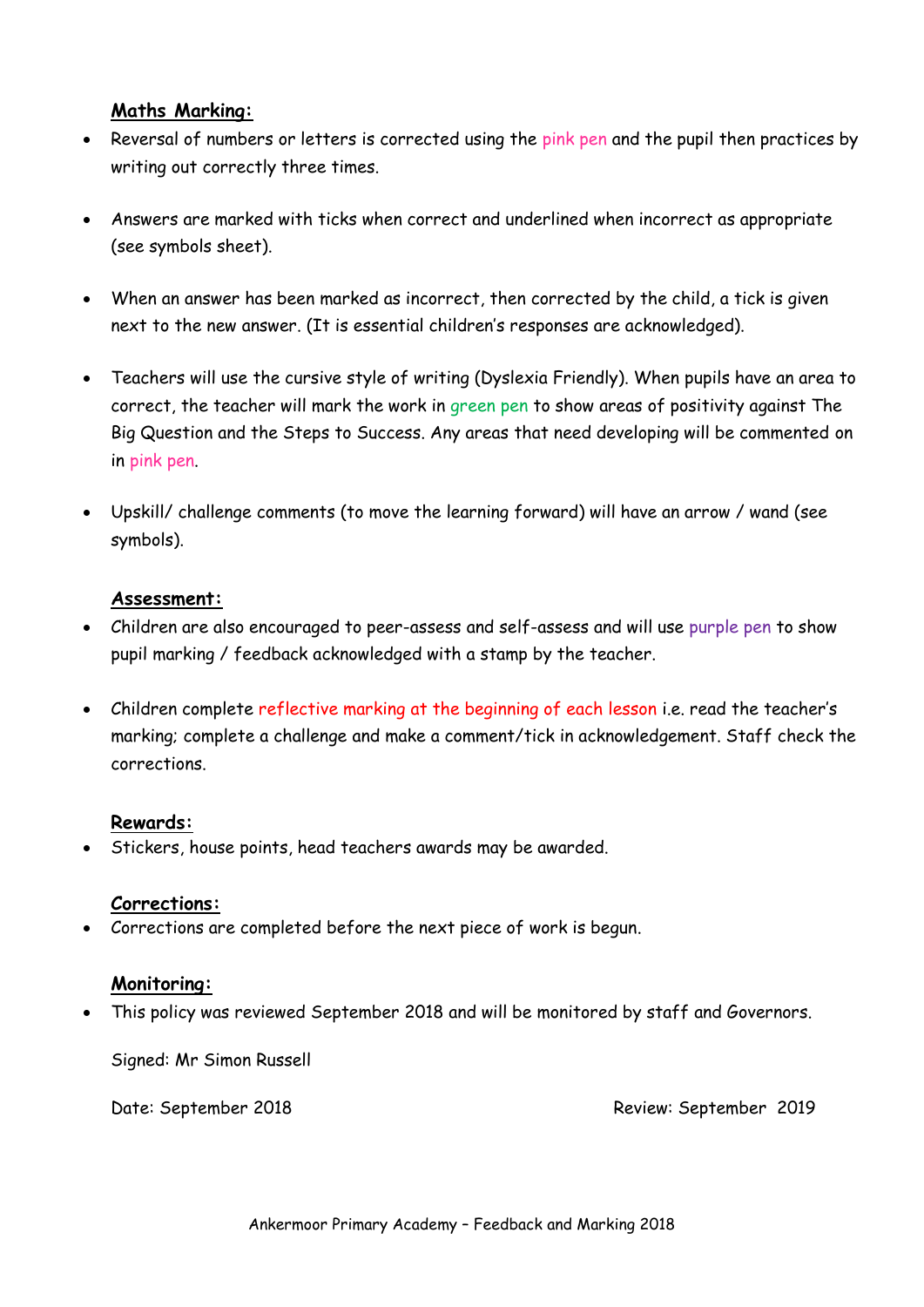## Maths Marking:

- Reversal of numbers or letters is corrected using the pink pen and the pupil then practices by writing out correctly three times.
- Answers are marked with ticks when correct and underlined when incorrect as appropriate (see symbols sheet).
- When an answer has been marked as incorrect, then corrected by the child, a tick is given next to the new answer. (It is essential children's responses are acknowledged).
- Teachers will use the cursive style of writing (Dyslexia Friendly). When pupils have an area to correct, the teacher will mark the work in green pen to show areas of positivity against The Big Question and the Steps to Success. Any areas that need developing will be commented on in pink pen.
- Upskill/ challenge comments (to move the learning forward) will have an arrow / wand (see symbols).

## Assessment:

- Children are also encouraged to peer-assess and self-assess and will use purple pen to show pupil marking / feedback acknowledged with a stamp by the teacher.
- Children complete reflective marking at the beginning of each lesson i.e. read the teacher's marking; complete a challenge and make a comment/tick in acknowledgement. Staff check the corrections.

## Rewards:

- Stickers, house points, head teachers awards may be awarded.

## Corrections:

- Corrections are completed before the next piece of work is begun.

## Monitoring:

- This policy was reviewed September 2018 and will be monitored by staff and Governors.

Signed: Mr Simon Russell

Date: September 2018 Review: September 2019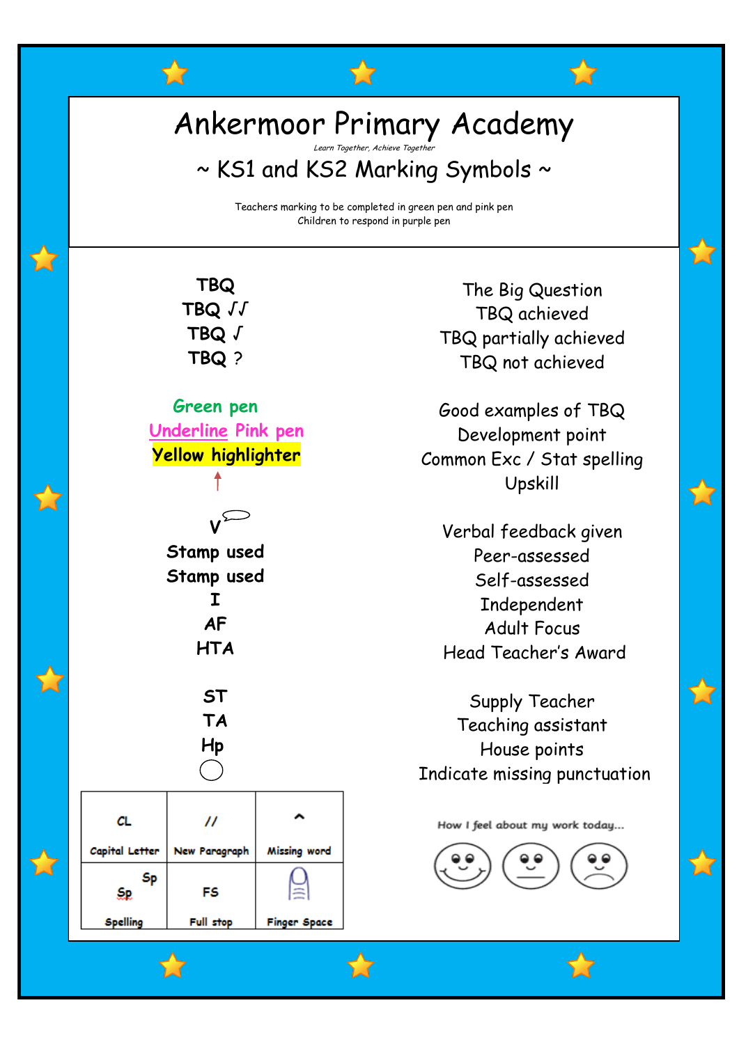# Ankermoor Primary Academy

*Learn Together, Achieve Together*

## ~ KS1 and KS2 Marking Symbols ~

Teachers marking to be completed in green pen and pink pen
Children to respond in purple pen

| Symbol | Meaning |
|---|---|
| **TBQ** | The Big Question |
| **TBQ √√** | TBQ achieved |
| **TBQ √** | TBQ partially achieved |
| **TBQ ?** | TBQ not achieved |
| **Green pen** | Good examples of TBQ |
| **Underline Pink pen** | Development point |
| **Yellow highlighter** | Common Exc / Stat spelling |
| **↑** | Upskill |
| **V** (speech bubble) | Verbal feedback given |
| **Stamp used** | Peer-assessed |
| **Stamp used** | Self-assessed |
| **I** | Independent |
| **AF** | Adult Focus |
| **HTA** | Head Teacher's Award |
| **ST** | Supply Teacher |
| **TA** | Teaching assistant |
| **Hp** | House points |
| ○ | Indicate missing punctuation |

| CL | // | ^ |
|---|---|---|
| Capital Letter | New Paragraph | Missing word |
| Sp | FS | (finger) |
| Spelling | Full stop | Finger Space |

How I feel about my work today...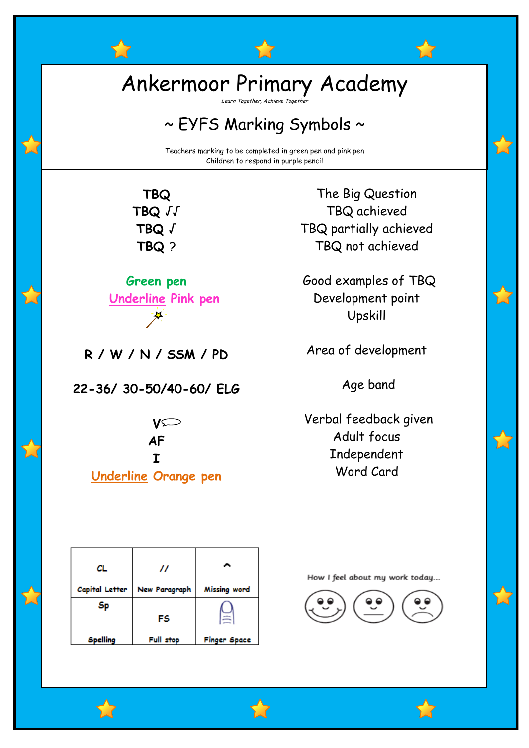# Ankermoor Primary Academy

*Learn Together, Achieve Together*

## ~ EYFS Marking Symbols ~

Teachers marking to be completed in green pen and pink pen
Children to respond in purple pencil

| | |
|---|---|
| **TBQ** | The Big Question |
| **TBQ √√** | TBQ achieved |
| **TBQ √** | TBQ partially achieved |
| **TBQ ?** | TBQ not achieved |
| **Green pen** | Good examples of TBQ |
| **Underline Pink pen** | Development point |
| (magic wand symbol) | Upskill |
| **R / W / N / SSM / PD** | Area of development |
| **22-36/ 30-50/40-60/ ELG** | Age band |
| **V** (speech bubble) | Verbal feedback given |
| **AF** | Adult focus |
| **I** | Independent |
| **Underline Orange pen** | Word Card |

| | | |
|---|---|---|
| CL<br>Capital Letter | //<br>New Paragraph | ^<br>Missing word |
| Sp<br>Spelling | FS<br>Full stop | Finger Space |

How I feel about my work today...